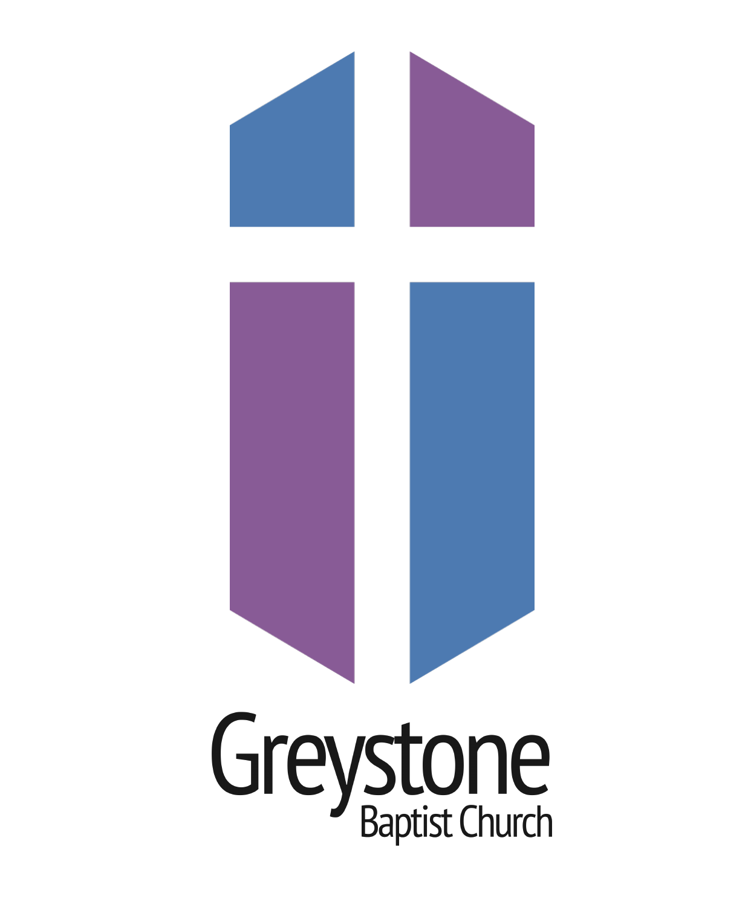# Greystone

Baptist Church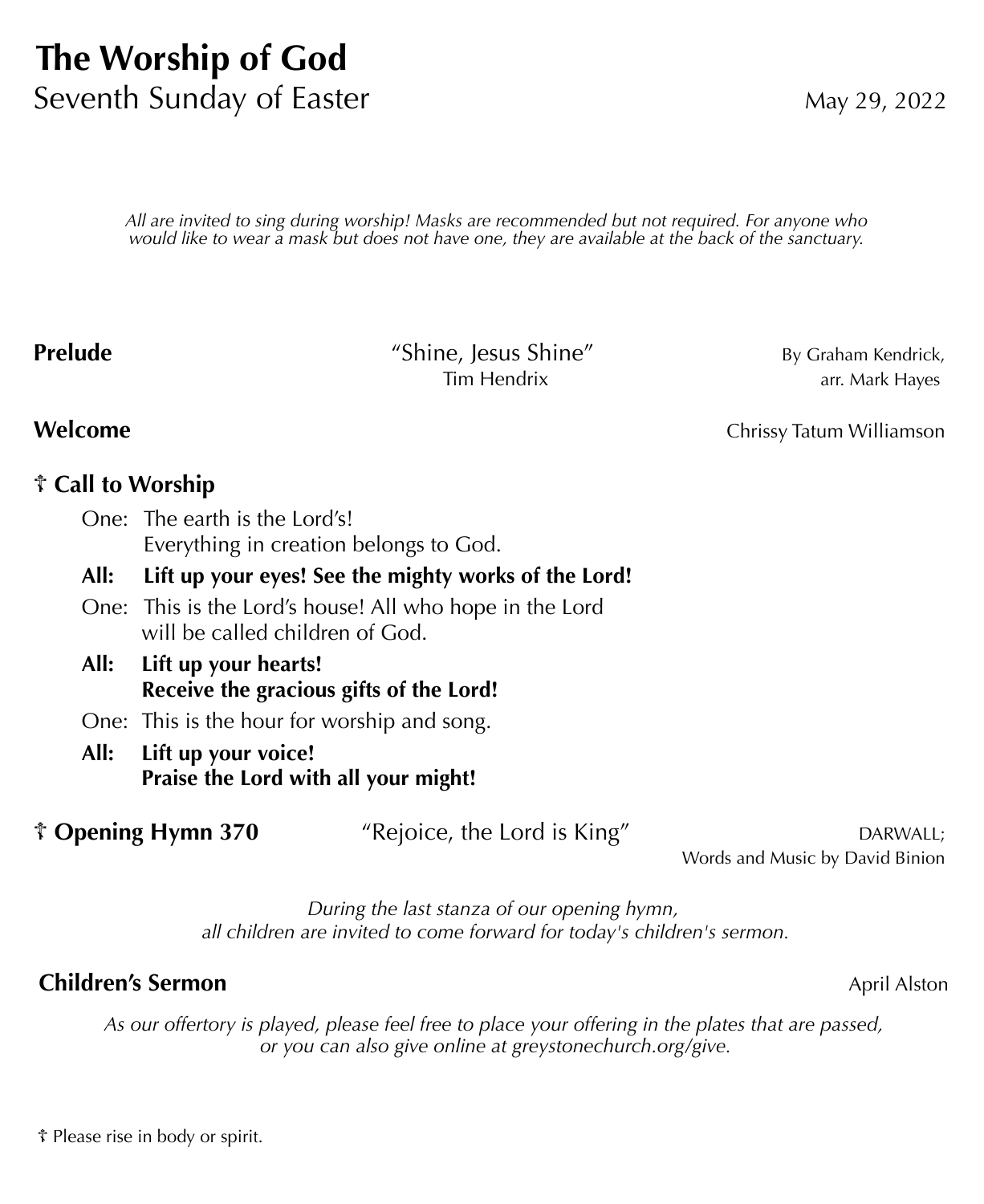# The Worship of God

## Seventh Sunday of Easter

May 29, 2022

*All are invited to sing during worship! Masks are recommended but not required. For anyone who would like to wear a mask but does not have one, they are available at the back of the sanctuary.*

**Prelude** "Shine, Jesus Shine" By Graham Kendrick, arr. Mark Hayes
Tim Hendrix

**Welcome** Chrissy Tatum Williamson

**☨ Call to Worship**

One: The earth is the Lord's!
Everything in creation belongs to God.

**All: Lift up your eyes! See the mighty works of the Lord!**

One: This is the Lord's house! All who hope in the Lord will be called children of God.

**All: Lift up your hearts!
Receive the gracious gifts of the Lord!**

One: This is the hour for worship and song.

**All: Lift up your voice!
Praise the Lord with all your might!**

**☨ Opening Hymn 370** "Rejoice, the Lord is King" DARWALL;
Words and Music by David Binion

*During the last stanza of our opening hymn, all children are invited to come forward for today's children's sermon.*

**Children's Sermon** April Alston

*As our offertory is played, please feel free to place your offering in the plates that are passed, or you can also give online at greystonechurch.org/give.*

☨ Please rise in body or spirit.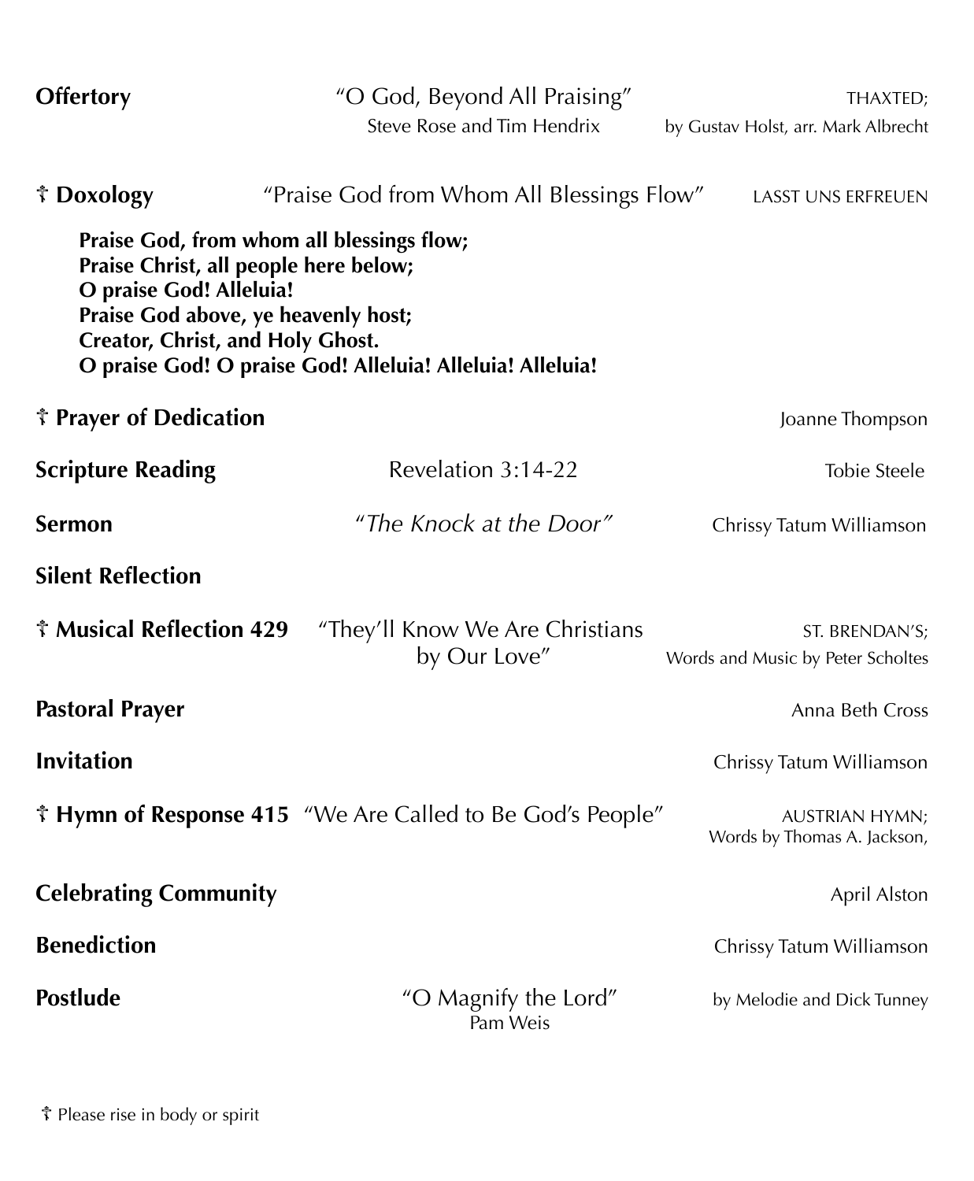**Offertory** "O God, Beyond All Praising" THAXTED;
Steve Rose and Tim Hendrix — by Gustav Holst, arr. Mark Albrecht

☦ **Doxology** "Praise God from Whom All Blessings Flow" LASST UNS ERFREUEN

> **Praise God, from whom all blessings flow;**
> **Praise Christ, all people here below;**
> **O praise God! Alleluia!**
> **Praise God above, ye heavenly host;**
> **Creator, Christ, and Holy Ghost.**
> **O praise God! O praise God! Alleluia! Alleluia! Alleluia!**

☦ **Prayer of Dedication** — Joanne Thompson

**Scripture Reading** Revelation 3:14-22 — Tobie Steele

**Sermon** *"The Knock at the Door"* — Chrissy Tatum Williamson

**Silent Reflection**

☦ **Musical Reflection 429** "They'll Know We Are Christians by Our Love" ST. BRENDAN'S;
Words and Music by Peter Scholtes

**Pastoral Prayer** — Anna Beth Cross

**Invitation** — Chrissy Tatum Williamson

☦ **Hymn of Response 415** "We Are Called to Be God's People" AUSTRIAN HYMN;
Words by Thomas A. Jackson,

**Celebrating Community** — April Alston

**Benediction** — Chrissy Tatum Williamson

**Postlude** "O Magnify the Lord" by Melodie and Dick Tunney
Pam Weis

☦ Please rise in body or spirit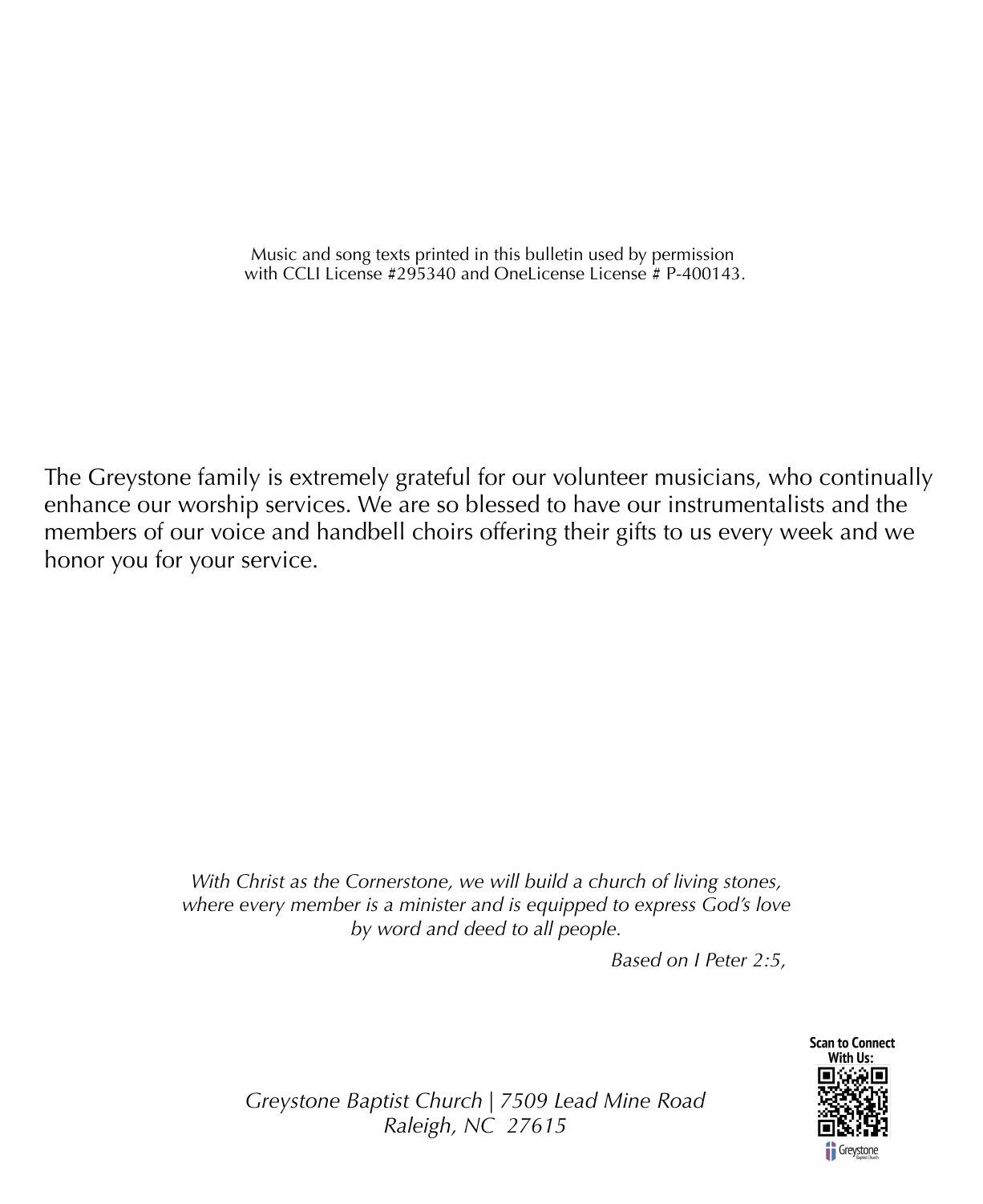Music and song texts printed in this bulletin used by permission with CCLI License #295340 and OneLicense License # P-400143.

The Greystone family is extremely grateful for our volunteer musicians, who continually enhance our worship services. We are so blessed to have our instrumentalists and the members of our voice and handbell choirs offering their gifts to us every week and we honor you for your service.

*With Christ as the Cornerstone, we will build a church of living stones,*
*where every member is a minister and is equipped to express God's love*
*by word and deed to all people.*

*Based on I Peter 2:5,*

**Scan to Connect With Us:**

*Greystone Baptist Church | 7509 Lead Mine Road*
*Raleigh, NC 27615*